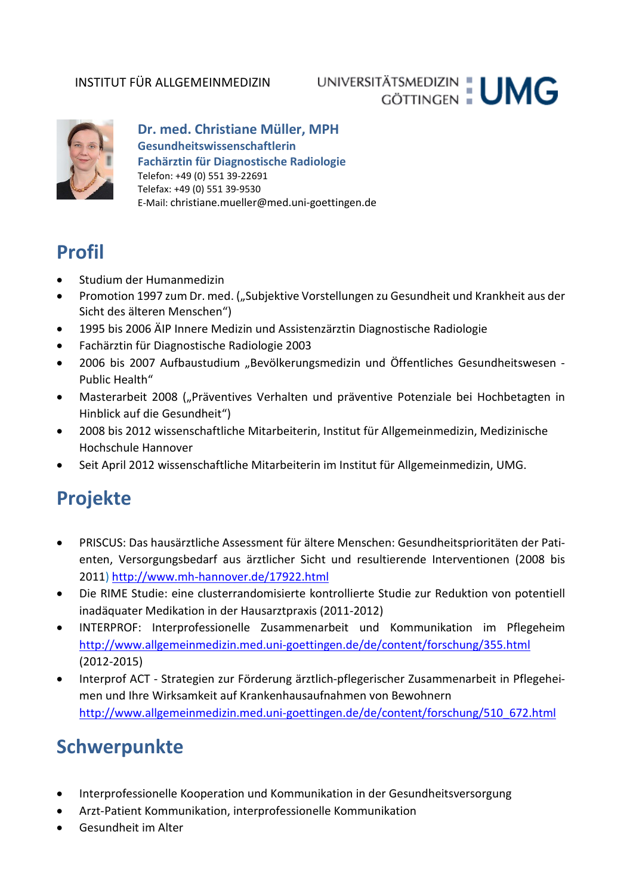INSTITUT FÜR ALLGEMEINMEDIZIN

UNIVERSITÄTSMEDIZIN GÖTTINGEN UMG

**Dr. med. Christiane Müller, MPH**
**Gesundheitswissenschaftlerin**
**Fachärztin für Diagnostische Radiologie**
Telefon: +49 (0) 551 39-22691
Telefax: +49 (0) 551 39-9530
E-Mail: christiane.mueller@med.uni-goettingen.de

## Profil

- Studium der Humanmedizin
- Promotion 1997 zum Dr. med. („Subjektive Vorstellungen zu Gesundheit und Krankheit aus der Sicht des älteren Menschen“)
- 1995 bis 2006 ÄIP Innere Medizin und Assistenzärztin Diagnostische Radiologie
- Fachärztin für Diagnostische Radiologie 2003
- 2006 bis 2007 Aufbaustudium „Bevölkerungsmedizin und Öffentliches Gesundheitswesen - Public Health“
- Masterarbeit 2008 („Präventives Verhalten und präventive Potenziale bei Hochbetagten in Hinblick auf die Gesundheit“)
- 2008 bis 2012 wissenschaftliche Mitarbeiterin, Institut für Allgemeinmedizin, Medizinische Hochschule Hannover
- Seit April 2012 wissenschaftliche Mitarbeiterin im Institut für Allgemeinmedizin, UMG.

## Projekte

- PRISCUS: Das hausärztliche Assessment für ältere Menschen: Gesundheitsprioritäten der Patienten, Versorgungsbedarf aus ärztlicher Sicht und resultierende Interventionen (2008 bis 2011) http://www.mh-hannover.de/17922.html
- Die RIME Studie: eine clusterrandomisierte kontrollierte Studie zur Reduktion von potentiell inadäquater Medikation in der Hausarztpraxis (2011-2012)
- INTERPROF: Interprofessionelle Zusammenarbeit und Kommunikation im Pflegeheim http://www.allgemeinmedizin.med.uni-goettingen.de/de/content/forschung/355.html (2012-2015)
- Interprof ACT - Strategien zur Förderung ärztlich-pflegerischer Zusammenarbeit in Pflegeheimen und Ihre Wirksamkeit auf Krankenhausaufnahmen von Bewohnern http://www.allgemeinmedizin.med.uni-goettingen.de/de/content/forschung/510_672.html

## Schwerpunkte

- Interprofessionelle Kooperation und Kommunikation in der Gesundheitsversorgung
- Arzt-Patient Kommunikation, interprofessionelle Kommunikation
- Gesundheit im Alter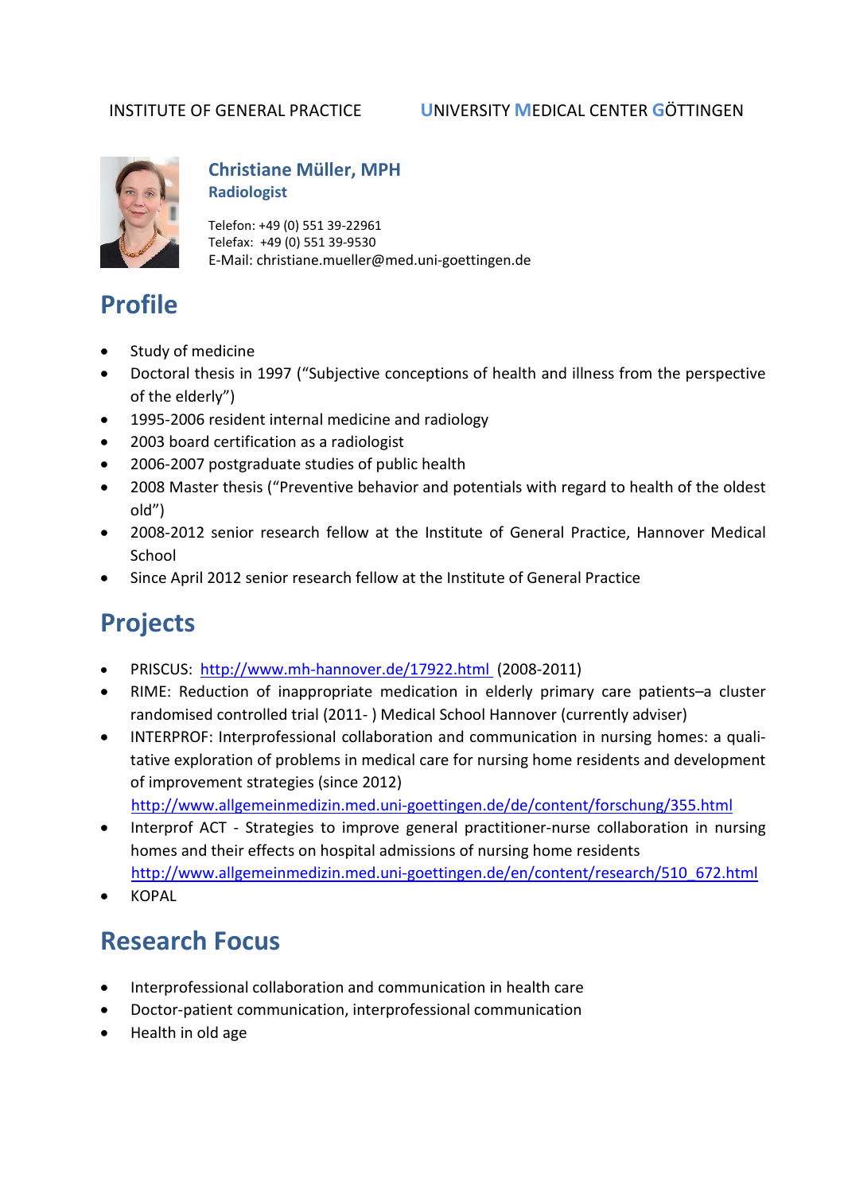INSTITUTE OF GENERAL PRACTICE UNIVERSITY MEDICAL CENTER GÖTTINGEN

**Christiane Müller, MPH**
**Radiologist**

Telefon: +49 (0) 551 39-22961
Telefax: +49 (0) 551 39-9530
E-Mail: christiane.mueller@med.uni-goettingen.de

# Profile

- Study of medicine
- Doctoral thesis in 1997 ("Subjective conceptions of health and illness from the perspective of the elderly")
- 1995-2006 resident internal medicine and radiology
- 2003 board certification as a radiologist
- 2006-2007 postgraduate studies of public health
- 2008 Master thesis ("Preventive behavior and potentials with regard to health of the oldest old")
- 2008-2012 senior research fellow at the Institute of General Practice, Hannover Medical School
- Since April 2012 senior research fellow at the Institute of General Practice

# Projects

- PRISCUS: http://www.mh-hannover.de/17922.html (2008-2011)
- RIME: Reduction of inappropriate medication in elderly primary care patients–a cluster randomised controlled trial (2011- ) Medical School Hannover (currently adviser)
- INTERPROF: Interprofessional collaboration and communication in nursing homes: a qualitative exploration of problems in medical care for nursing home residents and development of improvement strategies (since 2012)
  http://www.allgemeinmedizin.med.uni-goettingen.de/de/content/forschung/355.html
- Interprof ACT - Strategies to improve general practitioner-nurse collaboration in nursing homes and their effects on hospital admissions of nursing home residents
  http://www.allgemeinmedizin.med.uni-goettingen.de/en/content/research/510_672.html
- KOPAL

# Research Focus

- Interprofessional collaboration and communication in health care
- Doctor-patient communication, interprofessional communication
- Health in old age